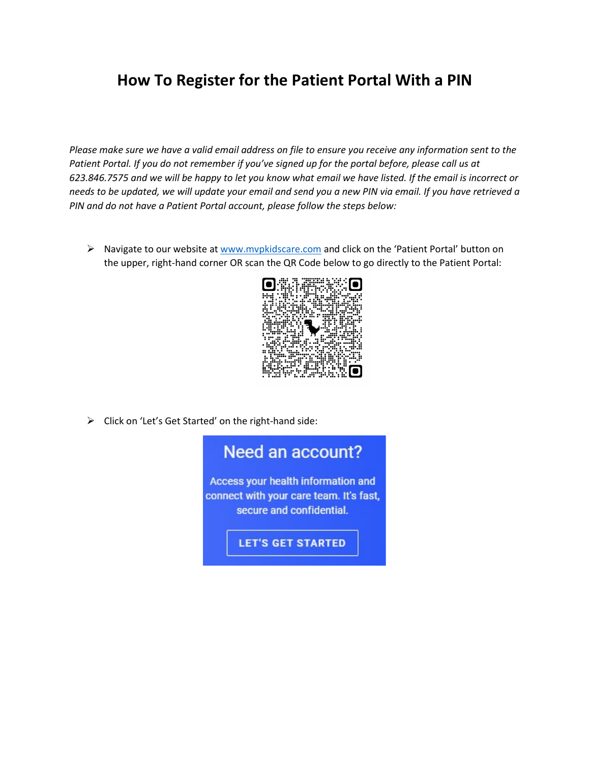# How To Register for the Patient Portal With a PIN

*Please make sure we have a valid email address on file to ensure you receive any information sent to the Patient Portal. If you do not remember if you've signed up for the portal before, please call us at 623.846.7575 and we will be happy to let you know what email we have listed. If the email is incorrect or needs to be updated, we will update your email and send you a new PIN via email. If you have retrieved a PIN and do not have a Patient Portal account, please follow the steps below:*

- Navigate to our website at www.mvpkidscare.com and click on the 'Patient Portal' button on the upper, right-hand corner OR scan the QR Code below to go directly to the Patient Portal:

- Click on 'Let's Get Started' on the right-hand side:

Need an account?

Access your health information and connect with your care team. It's fast, secure and confidential.

LET'S GET STARTED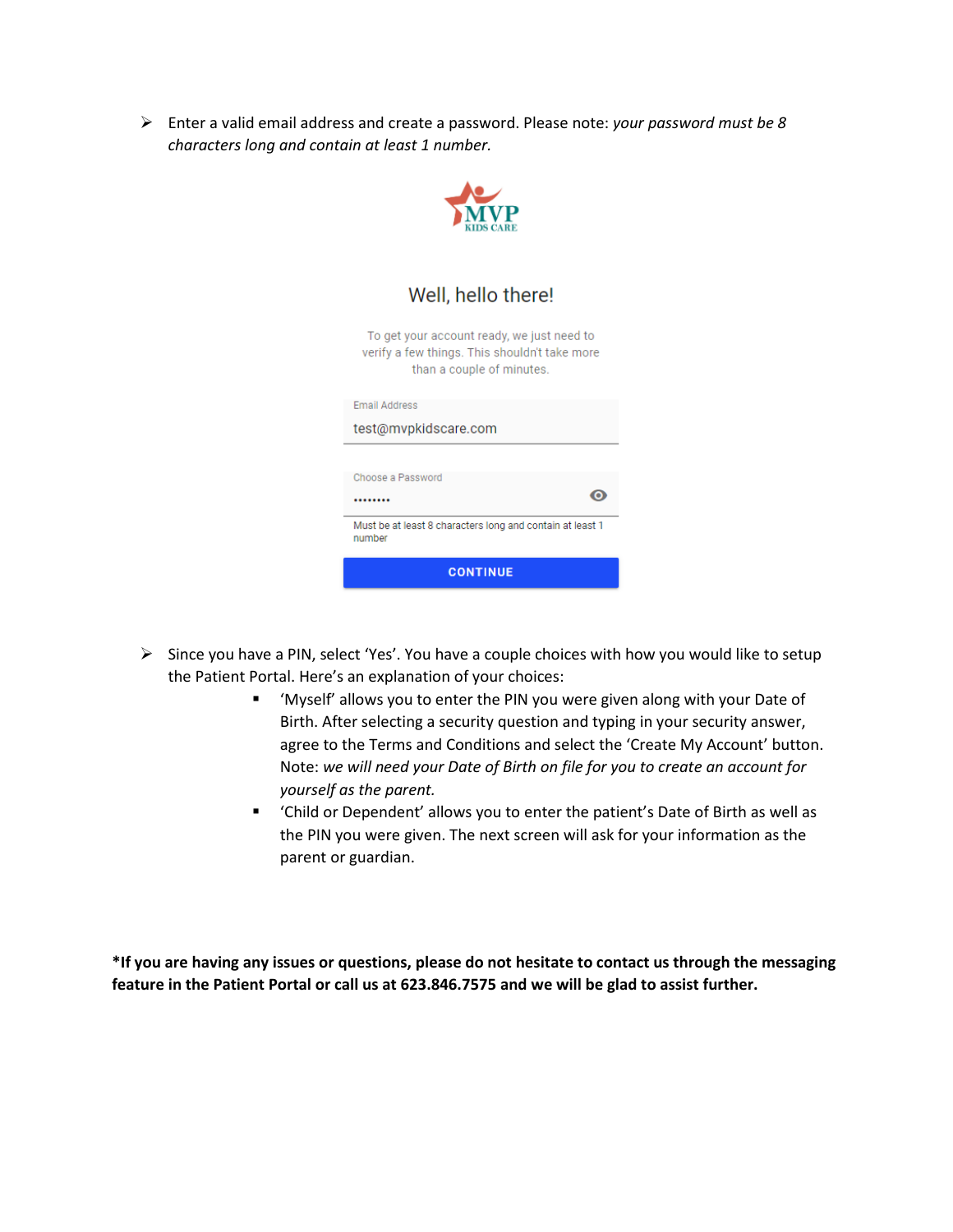- Enter a valid email address and create a password. Please note: *your password must be 8 characters long and contain at least 1 number.*

MVP KIDS CARE

Well, hello there!

To get your account ready, we just need to verify a few things. This shouldn't take more than a couple of minutes.

Email Address
test@mvpkidscare.com

Choose a Password
••••••••

Must be at least 8 characters long and contain at least 1 number

CONTINUE

- Since you have a PIN, select 'Yes'. You have a couple choices with how you would like to setup the Patient Portal. Here's an explanation of your choices:
  - 'Myself' allows you to enter the PIN you were given along with your Date of Birth. After selecting a security question and typing in your security answer, agree to the Terms and Conditions and select the 'Create My Account' button. Note: *we will need your Date of Birth on file for you to create an account for yourself as the parent.*
  - 'Child or Dependent' allows you to enter the patient's Date of Birth as well as the PIN you were given. The next screen will ask for your information as the parent or guardian.

**\*If you are having any issues or questions, please do not hesitate to contact us through the messaging feature in the Patient Portal or call us at 623.846.7575 and we will be glad to assist further.**